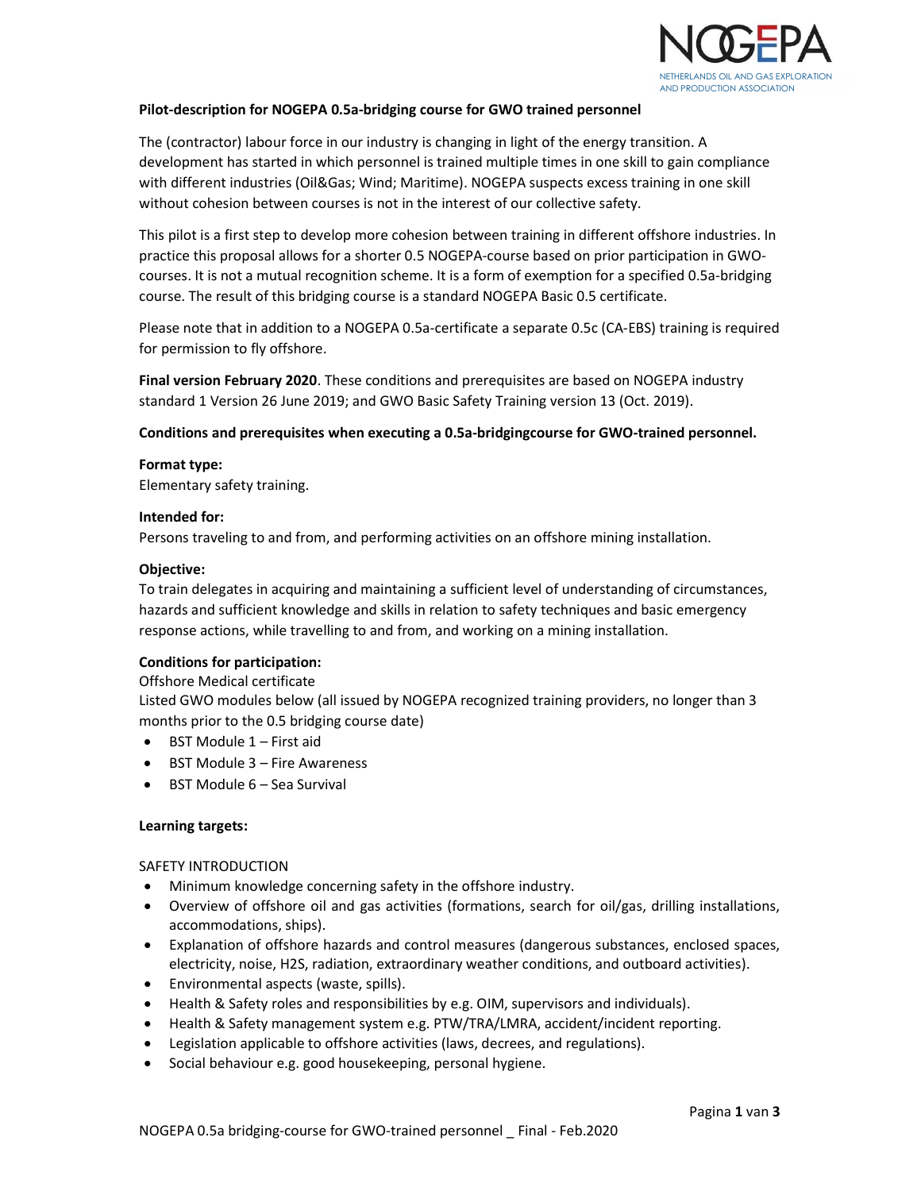NOGEPA
NETHERLANDS OIL AND GAS EXPLORATION AND PRODUCTION ASSOCIATION

**Pilot-description for NOGEPA 0.5a-bridging course for GWO trained personnel**

The (contractor) labour force in our industry is changing in light of the energy transition. A development has started in which personnel is trained multiple times in one skill to gain compliance with different industries (Oil&Gas; Wind; Maritime). NOGEPA suspects excess training in one skill without cohesion between courses is not in the interest of our collective safety.

This pilot is a first step to develop more cohesion between training in different offshore industries. In practice this proposal allows for a shorter 0.5 NOGEPA-course based on prior participation in GWO-courses. It is not a mutual recognition scheme. It is a form of exemption for a specified 0.5a-bridging course. The result of this bridging course is a standard NOGEPA Basic 0.5 certificate.

Please note that in addition to a NOGEPA 0.5a-certificate a separate 0.5c (CA-EBS) training is required for permission to fly offshore.

**Final version February 2020**. These conditions and prerequisites are based on NOGEPA industry standard 1 Version 26 June 2019; and GWO Basic Safety Training version 13 (Oct. 2019).

**Conditions and prerequisites when executing a 0.5a-bridgingcourse for GWO-trained personnel.**

**Format type:**
Elementary safety training.

**Intended for:**
Persons traveling to and from, and performing activities on an offshore mining installation.

**Objective:**
To train delegates in acquiring and maintaining a sufficient level of understanding of circumstances, hazards and sufficient knowledge and skills in relation to safety techniques and basic emergency response actions, while travelling to and from, and working on a mining installation.

**Conditions for participation:**
Offshore Medical certificate
Listed GWO modules below (all issued by NOGEPA recognized training providers, no longer than 3 months prior to the 0.5 bridging course date)

- BST Module 1 – First aid
- BST Module 3 – Fire Awareness
- BST Module 6 – Sea Survival

**Learning targets:**

SAFETY INTRODUCTION

- Minimum knowledge concerning safety in the offshore industry.
- Overview of offshore oil and gas activities (formations, search for oil/gas, drilling installations, accommodations, ships).
- Explanation of offshore hazards and control measures (dangerous substances, enclosed spaces, electricity, noise, H2S, radiation, extraordinary weather conditions, and outboard activities).
- Environmental aspects (waste, spills).
- Health & Safety roles and responsibilities by e.g. OIM, supervisors and individuals).
- Health & Safety management system e.g. PTW/TRA/LMRA, accident/incident reporting.
- Legislation applicable to offshore activities (laws, decrees, and regulations).
- Social behaviour e.g. good housekeeping, personal hygiene.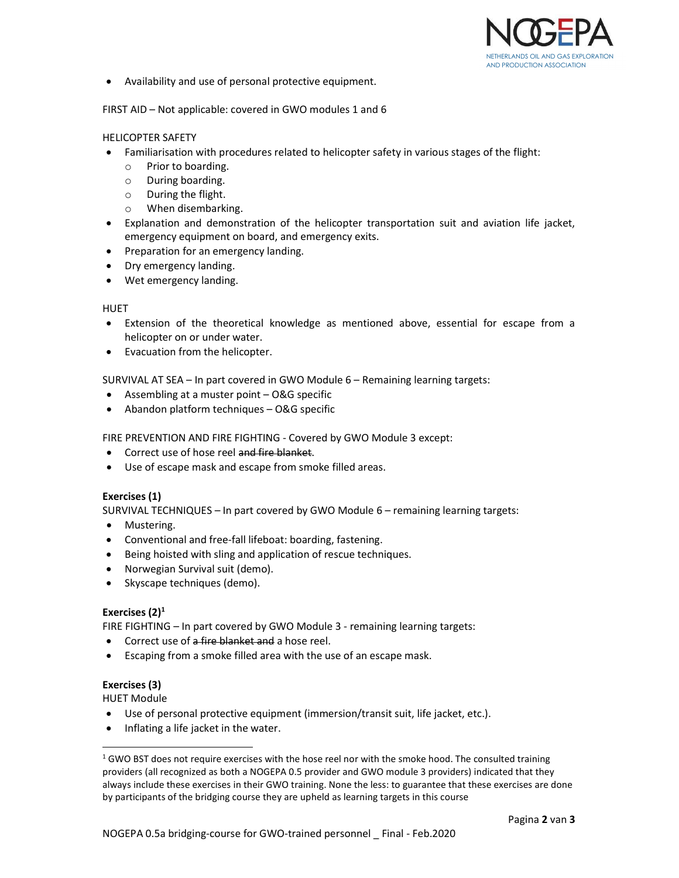- Availability and use of personal protective equipment.

FIRST AID – Not applicable: covered in GWO modules 1 and 6

HELICOPTER SAFETY

- Familiarisation with procedures related to helicopter safety in various stages of the flight:
  - Prior to boarding.
  - During boarding.
  - During the flight.
  - When disembarking.
- Explanation and demonstration of the helicopter transportation suit and aviation life jacket, emergency equipment on board, and emergency exits.
- Preparation for an emergency landing.
- Dry emergency landing.
- Wet emergency landing.

HUET

- Extension of the theoretical knowledge as mentioned above, essential for escape from a helicopter on or under water.
- Evacuation from the helicopter.

SURVIVAL AT SEA – In part covered in GWO Module 6 – Remaining learning targets:

- Assembling at a muster point – O&G specific
- Abandon platform techniques – O&G specific

FIRE PREVENTION AND FIRE FIGHTING - Covered by GWO Module 3 except:

- Correct use of hose reel ~~and fire blanket~~.
- Use of escape mask and escape from smoke filled areas.

**Exercises (1)**

SURVIVAL TECHNIQUES – In part covered by GWO Module 6 – remaining learning targets:

- Mustering.
- Conventional and free-fall lifeboat: boarding, fastening.
- Being hoisted with sling and application of rescue techniques.
- Norwegian Survival suit (demo).
- Skyscape techniques (demo).

**Exercises (2)**[1]

FIRE FIGHTING – In part covered by GWO Module 3 - remaining learning targets:

- Correct use of ~~a fire blanket and~~ a hose reel.
- Escaping from a smoke filled area with the use of an escape mask.

**Exercises (3)**

HUET Module

- Use of personal protective equipment (immersion/transit suit, life jacket, etc.).
- Inflating a life jacket in the water.

---

[1] GWO BST does not require exercises with the hose reel nor with the smoke hood. The consulted training providers (all recognized as both a NOGEPA 0.5 provider and GWO module 3 providers) indicated that they always include these exercises in their GWO training. None the less: to guarantee that these exercises are done by participants of the bridging course they are upheld as learning targets in this course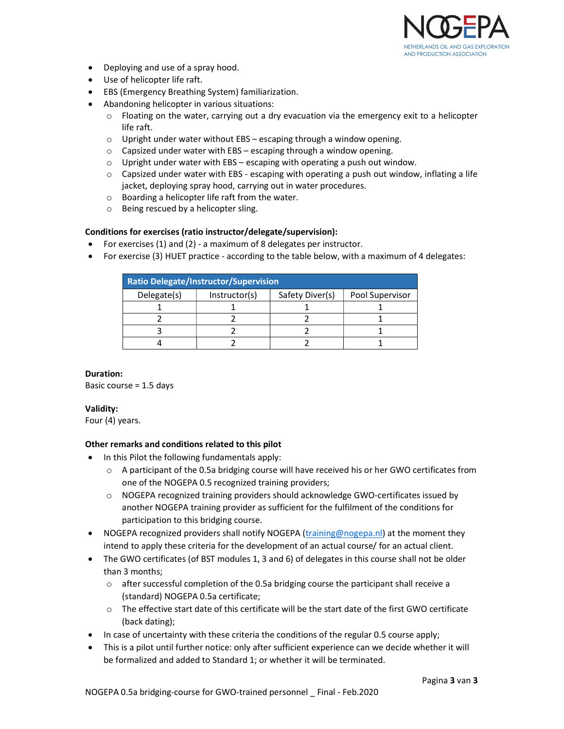- Deploying and use of a spray hood.
- Use of helicopter life raft.
- EBS (Emergency Breathing System) familiarization.
- Abandoning helicopter in various situations:
  - Floating on the water, carrying out a dry evacuation via the emergency exit to a helicopter life raft.
  - Upright under water without EBS – escaping through a window opening.
  - Capsized under water with EBS – escaping through a window opening.
  - Upright under water with EBS – escaping with operating a push out window.
  - Capsized under water with EBS - escaping with operating a push out window, inflating a life jacket, deploying spray hood, carrying out in water procedures.
  - Boarding a helicopter life raft from the water.
  - Being rescued by a helicopter sling.

**Conditions for exercises (ratio instructor/delegate/supervision):**

- For exercises (1) and (2) - a maximum of 8 delegates per instructor.
- For exercise (3) HUET practice - according to the table below, with a maximum of 4 delegates:

| Ratio Delegate/Instructor/Supervision | | | |
|---|---|---|---|
| Delegate(s) | Instructor(s) | Safety Diver(s) | Pool Supervisor |
| 1 | 1 | 1 | 1 |
| 2 | 2 | 2 | 1 |
| 3 | 2 | 2 | 1 |
| 4 | 2 | 2 | 1 |

**Duration:**
Basic course = 1.5 days

**Validity:**
Four (4) years.

**Other remarks and conditions related to this pilot**

- In this Pilot the following fundamentals apply:
  - A participant of the 0.5a bridging course will have received his or her GWO certificates from one of the NOGEPA 0.5 recognized training providers;
  - NOGEPA recognized training providers should acknowledge GWO-certificates issued by another NOGEPA training provider as sufficient for the fulfilment of the conditions for participation to this bridging course.
- NOGEPA recognized providers shall notify NOGEPA (training@nogepa.nl) at the moment they intend to apply these criteria for the development of an actual course/ for an actual client.
- The GWO certificates (of BST modules 1, 3 and 6) of delegates in this course shall not be older than 3 months;
  - after successful completion of the 0.5a bridging course the participant shall receive a (standard) NOGEPA 0.5a certificate;
  - The effective start date of this certificate will be the start date of the first GWO certificate (back dating);
- In case of uncertainty with these criteria the conditions of the regular 0.5 course apply;
- This is a pilot until further notice: only after sufficient experience can we decide whether it will be formalized and added to Standard 1; or whether it will be terminated.